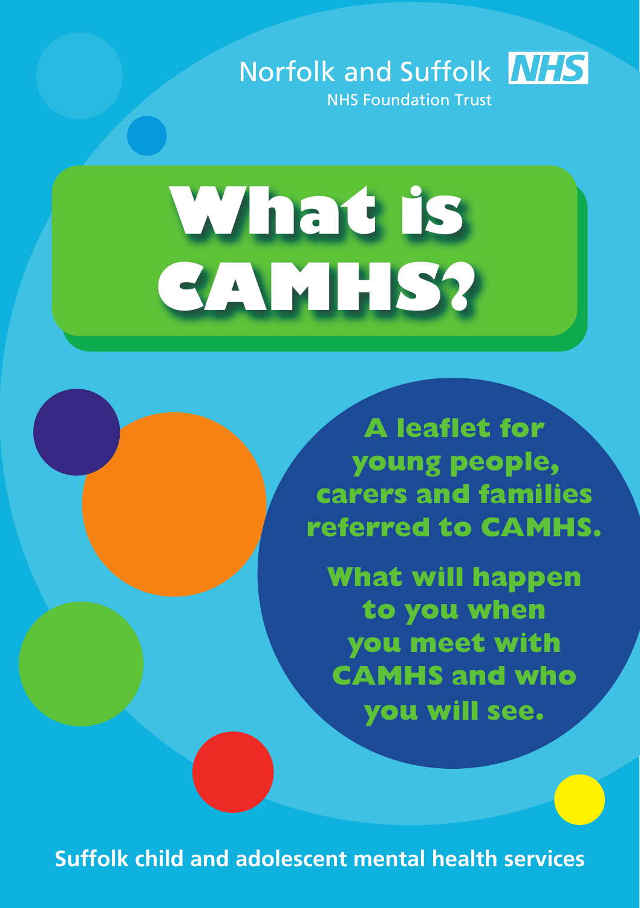Norfolk and Suffolk NHS

NHS Foundation Trust

# What is CAMHS?

**A leaflet for young people, carers and families referred to CAMHS.**

**What will happen to you when you meet with CAMHS and who you will see.**

**Suffolk child and adolescent mental health services**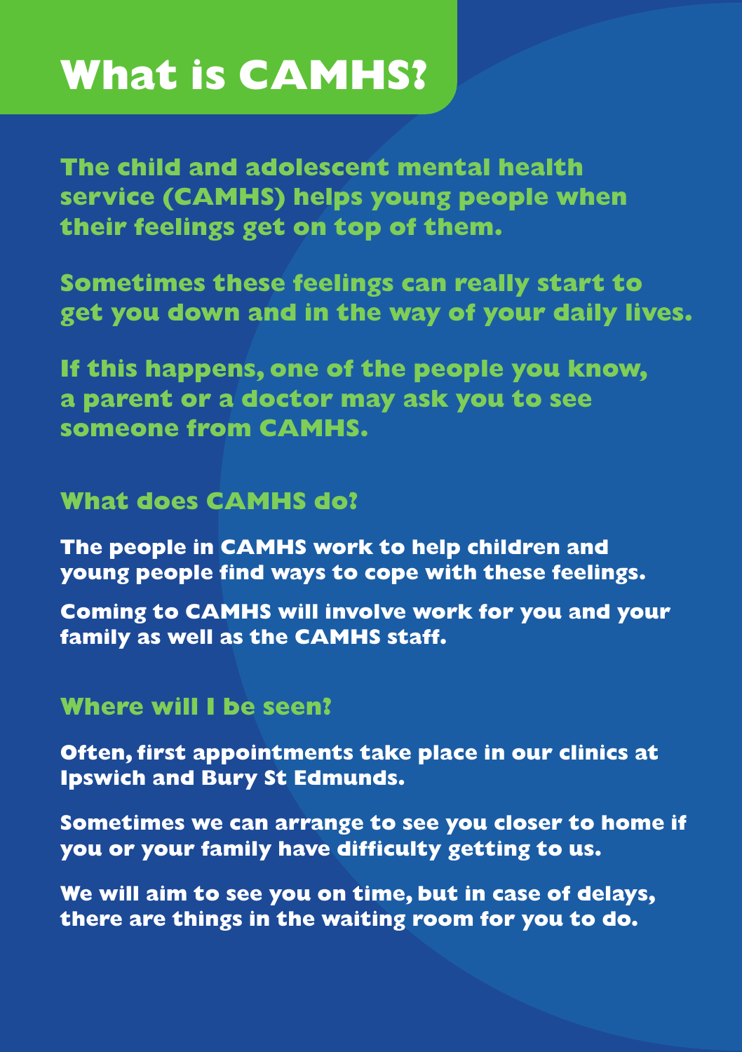# What is CAMHS?

**The child and adolescent mental health service (CAMHS) helps young people when their feelings get on top of them.**

**Sometimes these feelings can really start to get you down and in the way of your daily lives.**

**If this happens, one of the people you know, a parent or a doctor may ask you to see someone from CAMHS.**

## What does CAMHS do?

The people in CAMHS work to help children and young people find ways to cope with these feelings.

Coming to CAMHS will involve work for you and your family as well as the CAMHS staff.

## Where will I be seen?

Often, first appointments take place in our clinics at Ipswich and Bury St Edmunds.

Sometimes we can arrange to see you closer to home if you or your family have difficulty getting to us.

We will aim to see you on time, but in case of delays, there are things in the waiting room for you to do.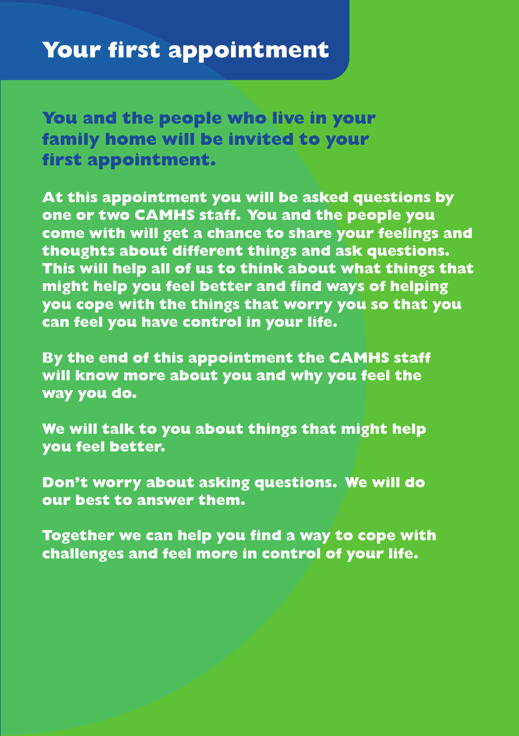# Your first appointment

## You and the people who live in your family home will be invited to your first appointment.

**At this appointment you will be asked questions by one or two CAMHS staff. You and the people you come with will get a chance to share your feelings and thoughts about different things and ask questions. This will help all of us to think about what things that might help you feel better and find ways of helping you cope with the things that worry you so that you can feel you have control in your life.**

**By the end of this appointment the CAMHS staff will know more about you and why you feel the way you do.**

**We will talk to you about things that might help you feel better.**

**Don't worry about asking questions. We will do our best to answer them.**

**Together we can help you find a way to cope with challenges and feel more in control of your life.**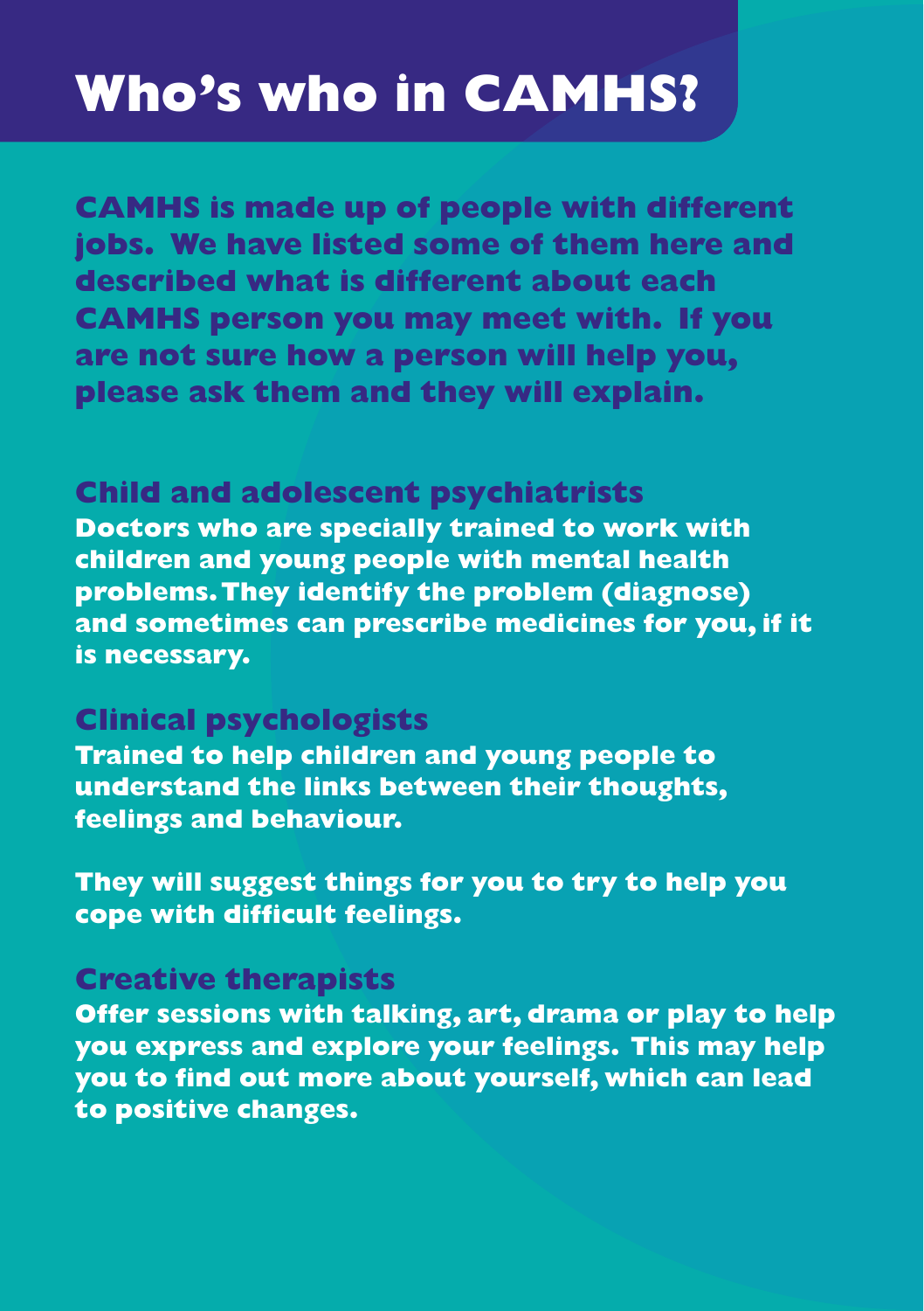# Who's who in CAMHS?

**CAMHS is made up of people with different jobs. We have listed some of them here and described what is different about each CAMHS person you may meet with. If you are not sure how a person will help you, please ask them and they will explain.**

## Child and adolescent psychiatrists

**Doctors who are specially trained to work with children and young people with mental health problems. They identify the problem (diagnose) and sometimes can prescribe medicines for you, if it is necessary.**

## Clinical psychologists

**Trained to help children and young people to understand the links between their thoughts, feelings and behaviour.**

**They will suggest things for you to try to help you cope with difficult feelings.**

## Creative therapists

**Offer sessions with talking, art, drama or play to help you express and explore your feelings. This may help you to find out more about yourself, which can lead to positive changes.**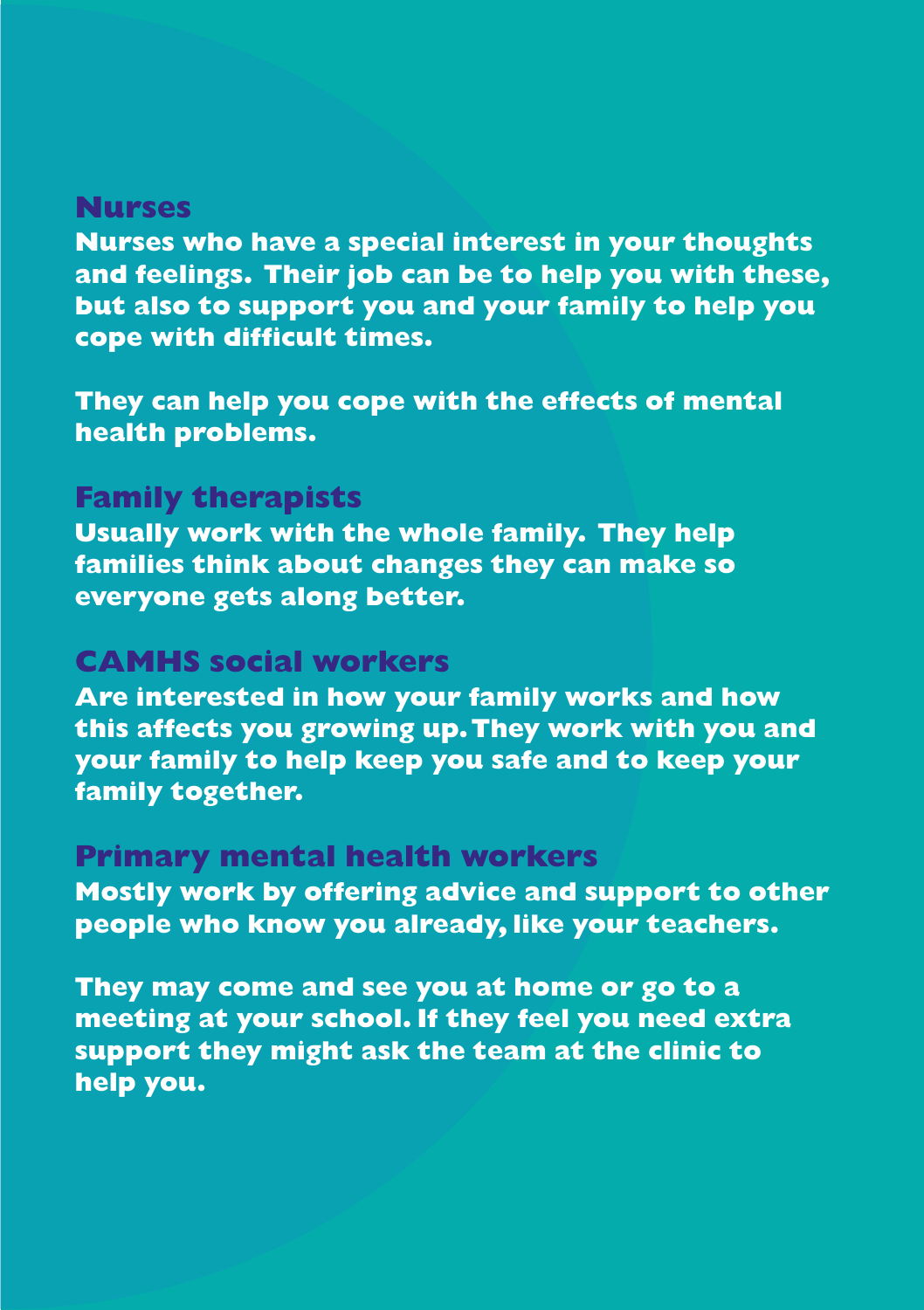## Nurses

**Nurses who have a special interest in your thoughts and feelings. Their job can be to help you with these, but also to support you and your family to help you cope with difficult times.**

**They can help you cope with the effects of mental health problems.**

## Family therapists

**Usually work with the whole family. They help families think about changes they can make so everyone gets along better.**

## CAMHS social workers

**Are interested in how your family works and how this affects you growing up. They work with you and your family to help keep you safe and to keep your family together.**

## Primary mental health workers

**Mostly work by offering advice and support to other people who know you already, like your teachers.**

**They may come and see you at home or go to a meeting at your school. If they feel you need extra support they might ask the team at the clinic to help you.**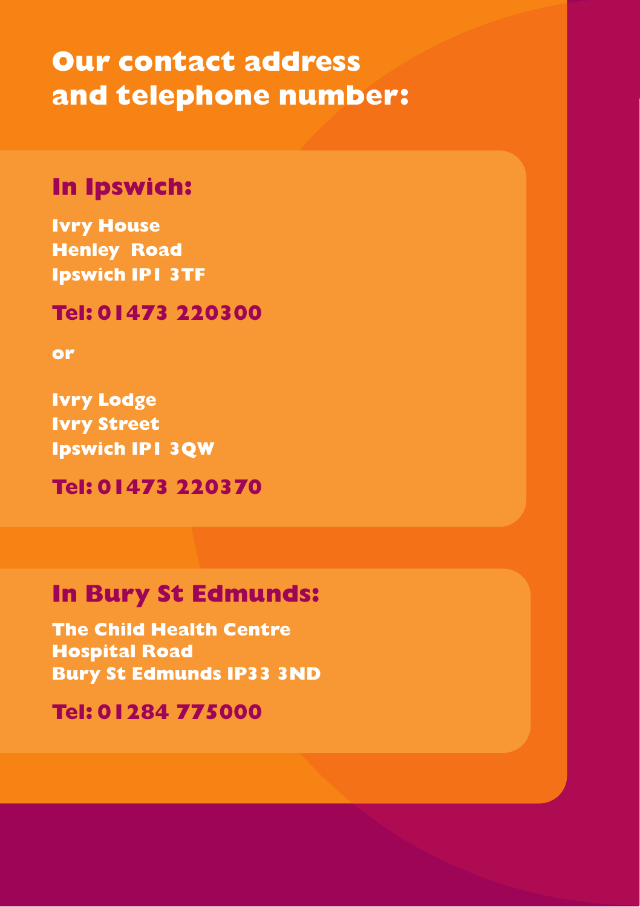# Our contact address and telephone number:

## In Ipswich:

**Ivry House**
**Henley Road**
**Ipswich IP1 3TF**

**Tel: 01473 220300**

**or**

**Ivry Lodge**
**Ivry Street**
**Ipswich IP1 3QW**

**Tel: 01473 220370**

## In Bury St Edmunds:

**The Child Health Centre**
**Hospital Road**
**Bury St Edmunds IP33 3ND**

**Tel: 01284 775000**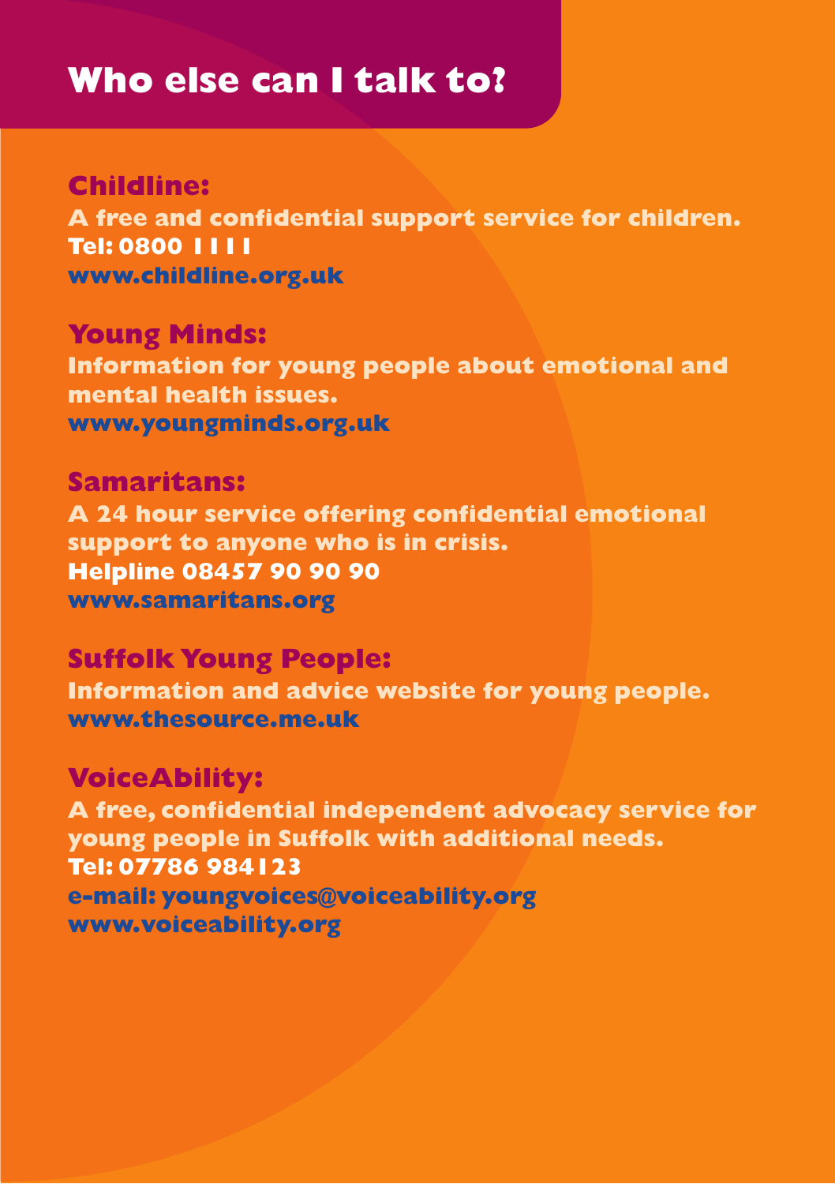# Who else can I talk to?

## Childline:

**A free and confidential support service for children.**
**Tel: 0800 1111**
**www.childline.org.uk**

## Young Minds:

**Information for young people about emotional and mental health issues.**
**www.youngminds.org.uk**

## Samaritans:

**A 24 hour service offering confidential emotional support to anyone who is in crisis.**
**Helpline 08457 90 90 90**
**www.samaritans.org**

## Suffolk Young People:

**Information and advice website for young people.**
**www.thesource.me.uk**

## VoiceAbility:

**A free, confidential independent advocacy service for young people in Suffolk with additional needs.**
**Tel: 07786 984123**
**e-mail: youngvoices@voiceability.org**
**www.voiceability.org**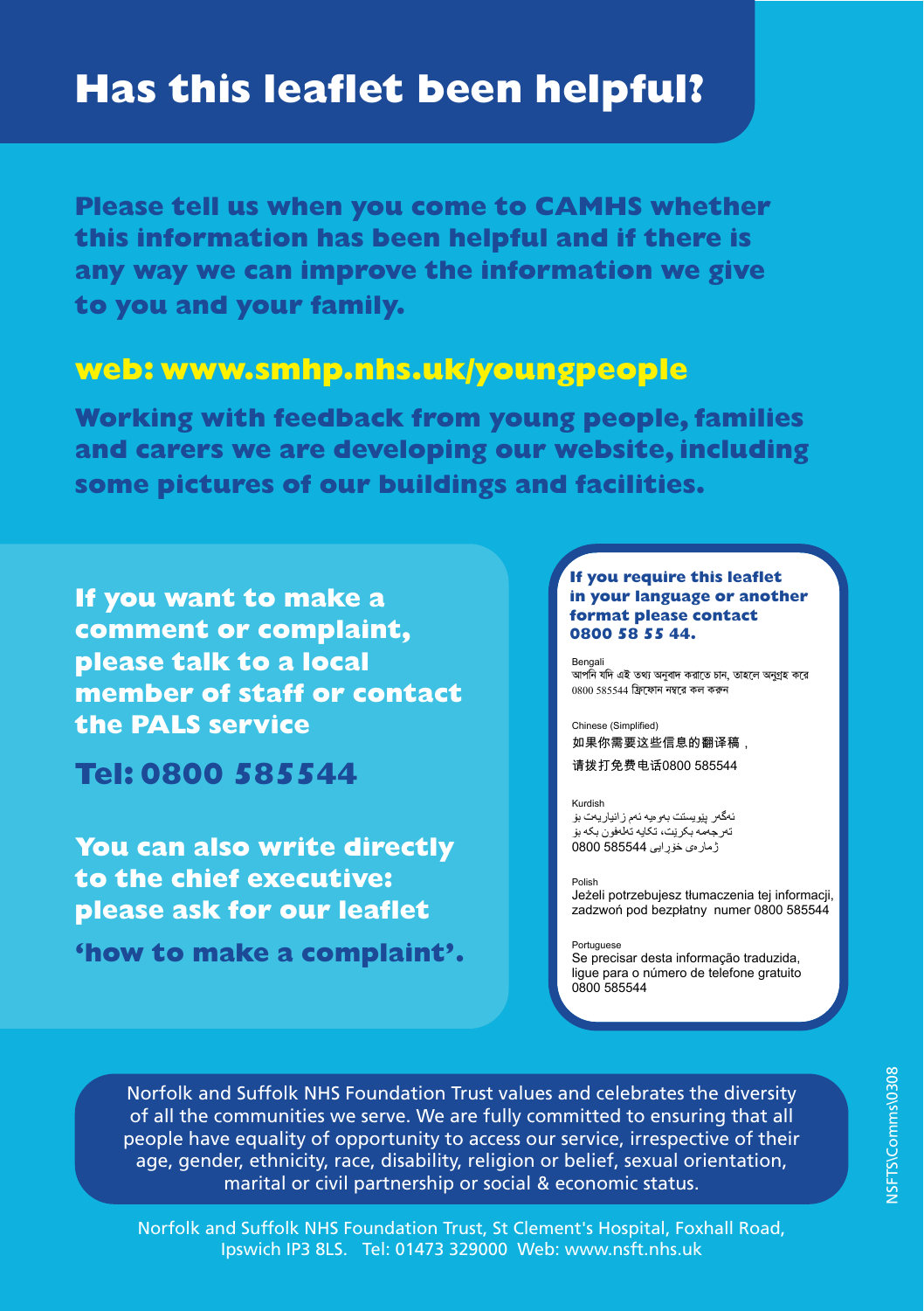# Has this leaflet been helpful?

**Please tell us when you come to CAMHS whether this information has been helpful and if there is any way we can improve the information we give to you and your family.**

**web: www.smhp.nhs.uk/youngpeople**

**Working with feedback from young people, families and carers we are developing our website, including some pictures of our buildings and facilities.**

**If you want to make a comment or complaint, please talk to a local member of staff or contact the PALS service**

**Tel: 0800 585544**

**You can also write directly to the chief executive: please ask for our leaflet 'how to make a complaint'.**

**If you require this leaflet in your language or another format please contact 0800 58 55 44.**

Bengali
আপনি যদি এই তথ্য অনুবাদ করাতে চান, তাহলে অনুগ্রহ করে 0800 585544 ফ্রিফোন নম্বরে কল করুন

Chinese (Simplified)
如果你需要这些信息的翻译稿，
请拨打免费电话0800 585544

Kurdish
ئەگەر پێویستت بەوەیە ئەم زانیاریەت بۆ
تەرجەمە بکرێت، تکایە تەلەفون بکە بۆ
ژمارەی خۆرایی 0800 585544

Polish
Jeżeli potrzebujesz tłumaczenia tej informacji, zadzwoń pod bezpłatny numer 0800 585544

Portuguese
Se precisar desta informação traduzida, ligue para o número de telefone gratuito 0800 585544

Norfolk and Suffolk NHS Foundation Trust values and celebrates the diversity of all the communities we serve. We are fully committed to ensuring that all people have equality of opportunity to access our service, irrespective of their age, gender, ethnicity, race, disability, religion or belief, sexual orientation, marital or civil partnership or social & economic status.

Norfolk and Suffolk NHS Foundation Trust, St Clement's Hospital, Foxhall Road, Ipswich IP3 8LS. Tel: 01473 329000 Web: www.nsft.nhs.uk

NSFTS\Comms\0308